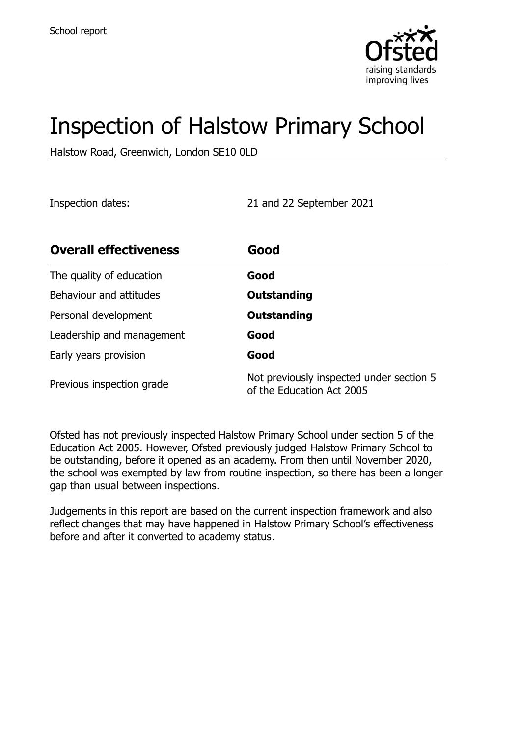School report

# Inspection of Halstow Primary School

Halstow Road, Greenwich, London SE10 0LD

Inspection dates: 21 and 22 September 2021

| **Overall effectiveness** | **Good** |
| --- | --- |
| The quality of education | **Good** |
| Behaviour and attitudes | **Outstanding** |
| Personal development | **Outstanding** |
| Leadership and management | **Good** |
| Early years provision | **Good** |
| Previous inspection grade | Not previously inspected under section 5 of the Education Act 2005 |

Ofsted has not previously inspected Halstow Primary School under section 5 of the Education Act 2005. However, Ofsted previously judged Halstow Primary School to be outstanding, before it opened as an academy. From then until November 2020, the school was exempted by law from routine inspection, so there has been a longer gap than usual between inspections.

Judgements in this report are based on the current inspection framework and also reflect changes that may have happened in Halstow Primary School's effectiveness before and after it converted to academy status.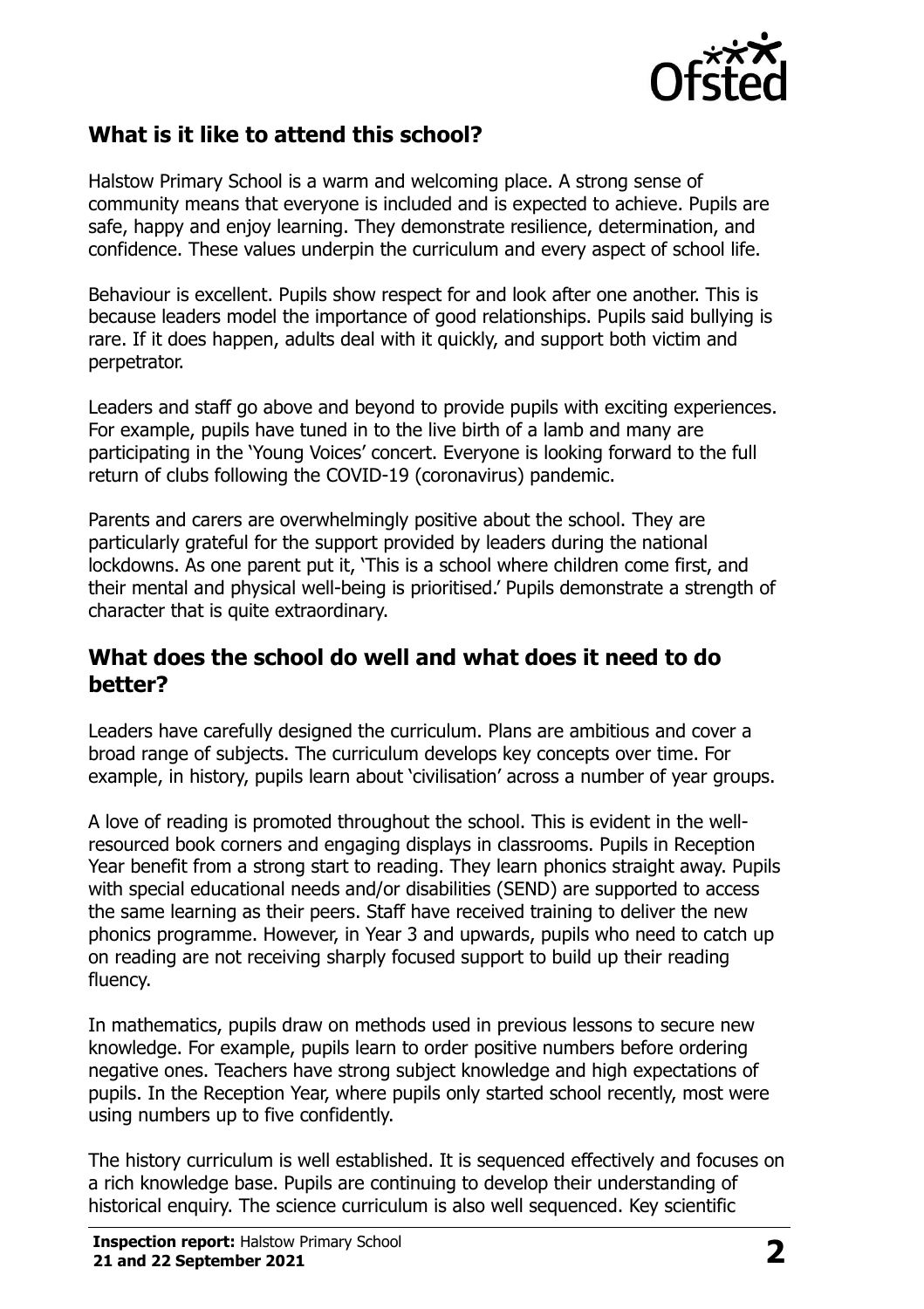## What is it like to attend this school?

Halstow Primary School is a warm and welcoming place. A strong sense of community means that everyone is included and is expected to achieve. Pupils are safe, happy and enjoy learning. They demonstrate resilience, determination, and confidence. These values underpin the curriculum and every aspect of school life.

Behaviour is excellent. Pupils show respect for and look after one another. This is because leaders model the importance of good relationships. Pupils said bullying is rare. If it does happen, adults deal with it quickly, and support both victim and perpetrator.

Leaders and staff go above and beyond to provide pupils with exciting experiences. For example, pupils have tuned in to the live birth of a lamb and many are participating in the 'Young Voices' concert. Everyone is looking forward to the full return of clubs following the COVID-19 (coronavirus) pandemic.

Parents and carers are overwhelmingly positive about the school. They are particularly grateful for the support provided by leaders during the national lockdowns. As one parent put it, 'This is a school where children come first, and their mental and physical well-being is prioritised.' Pupils demonstrate a strength of character that is quite extraordinary.

## What does the school do well and what does it need to do better?

Leaders have carefully designed the curriculum. Plans are ambitious and cover a broad range of subjects. The curriculum develops key concepts over time. For example, in history, pupils learn about 'civilisation' across a number of year groups.

A love of reading is promoted throughout the school. This is evident in the well-resourced book corners and engaging displays in classrooms. Pupils in Reception Year benefit from a strong start to reading. They learn phonics straight away. Pupils with special educational needs and/or disabilities (SEND) are supported to access the same learning as their peers. Staff have received training to deliver the new phonics programme. However, in Year 3 and upwards, pupils who need to catch up on reading are not receiving sharply focused support to build up their reading fluency.

In mathematics, pupils draw on methods used in previous lessons to secure new knowledge. For example, pupils learn to order positive numbers before ordering negative ones. Teachers have strong subject knowledge and high expectations of pupils. In the Reception Year, where pupils only started school recently, most were using numbers up to five confidently.

The history curriculum is well established. It is sequenced effectively and focuses on a rich knowledge base. Pupils are continuing to develop their understanding of historical enquiry. The science curriculum is also well sequenced. Key scientific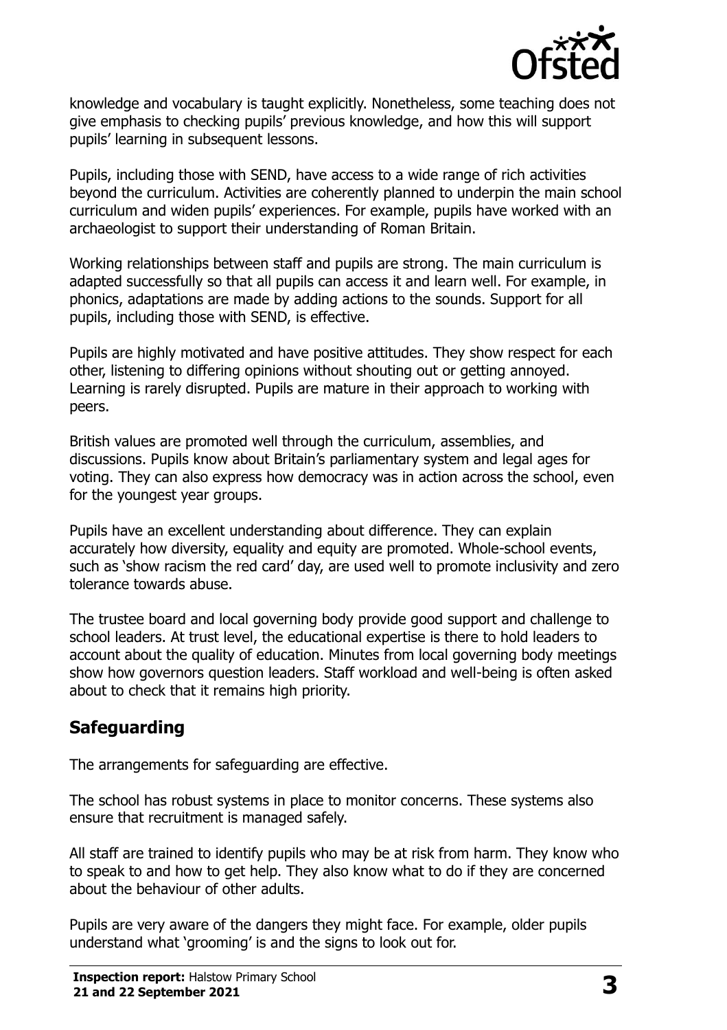knowledge and vocabulary is taught explicitly. Nonetheless, some teaching does not give emphasis to checking pupils' previous knowledge, and how this will support pupils' learning in subsequent lessons.

Pupils, including those with SEND, have access to a wide range of rich activities beyond the curriculum. Activities are coherently planned to underpin the main school curriculum and widen pupils' experiences. For example, pupils have worked with an archaeologist to support their understanding of Roman Britain.

Working relationships between staff and pupils are strong. The main curriculum is adapted successfully so that all pupils can access it and learn well. For example, in phonics, adaptations are made by adding actions to the sounds. Support for all pupils, including those with SEND, is effective.

Pupils are highly motivated and have positive attitudes. They show respect for each other, listening to differing opinions without shouting out or getting annoyed. Learning is rarely disrupted. Pupils are mature in their approach to working with peers.

British values are promoted well through the curriculum, assemblies, and discussions. Pupils know about Britain's parliamentary system and legal ages for voting. They can also express how democracy was in action across the school, even for the youngest year groups.

Pupils have an excellent understanding about difference. They can explain accurately how diversity, equality and equity are promoted. Whole-school events, such as 'show racism the red card' day, are used well to promote inclusivity and zero tolerance towards abuse.

The trustee board and local governing body provide good support and challenge to school leaders. At trust level, the educational expertise is there to hold leaders to account about the quality of education. Minutes from local governing body meetings show how governors question leaders. Staff workload and well-being is often asked about to check that it remains high priority.

## Safeguarding

The arrangements for safeguarding are effective.

The school has robust systems in place to monitor concerns. These systems also ensure that recruitment is managed safely.

All staff are trained to identify pupils who may be at risk from harm. They know who to speak to and how to get help. They also know what to do if they are concerned about the behaviour of other adults.

Pupils are very aware of the dangers they might face. For example, older pupils understand what 'grooming' is and the signs to look out for.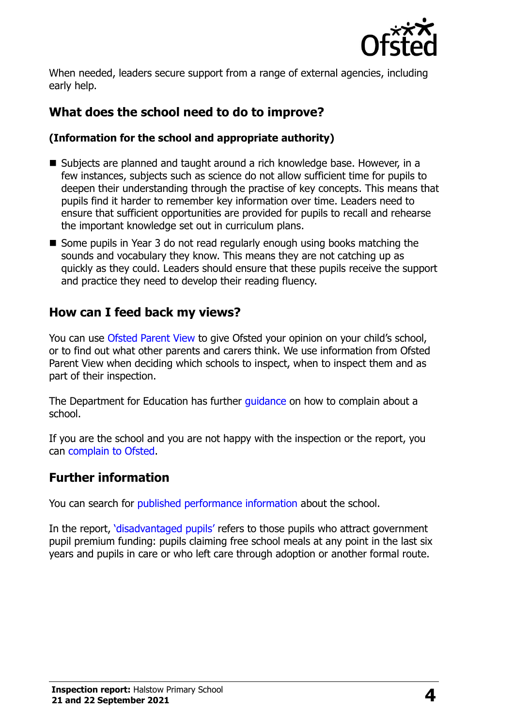When needed, leaders secure support from a range of external agencies, including early help.

## What does the school need to do to improve?

### (Information for the school and appropriate authority)

- Subjects are planned and taught around a rich knowledge base. However, in a few instances, subjects such as science do not allow sufficient time for pupils to deepen their understanding through the practise of key concepts. This means that pupils find it harder to remember key information over time. Leaders need to ensure that sufficient opportunities are provided for pupils to recall and rehearse the important knowledge set out in curriculum plans.
- Some pupils in Year 3 do not read regularly enough using books matching the sounds and vocabulary they know. This means they are not catching up as quickly as they could. Leaders should ensure that these pupils receive the support and practice they need to develop their reading fluency.

## How can I feed back my views?

You can use Ofsted Parent View to give Ofsted your opinion on your child's school, or to find out what other parents and carers think. We use information from Ofsted Parent View when deciding which schools to inspect, when to inspect them and as part of their inspection.

The Department for Education has further guidance on how to complain about a school.

If you are the school and you are not happy with the inspection or the report, you can complain to Ofsted.

## Further information

You can search for published performance information about the school.

In the report, 'disadvantaged pupils' refers to those pupils who attract government pupil premium funding: pupils claiming free school meals at any point in the last six years and pupils in care or who left care through adoption or another formal route.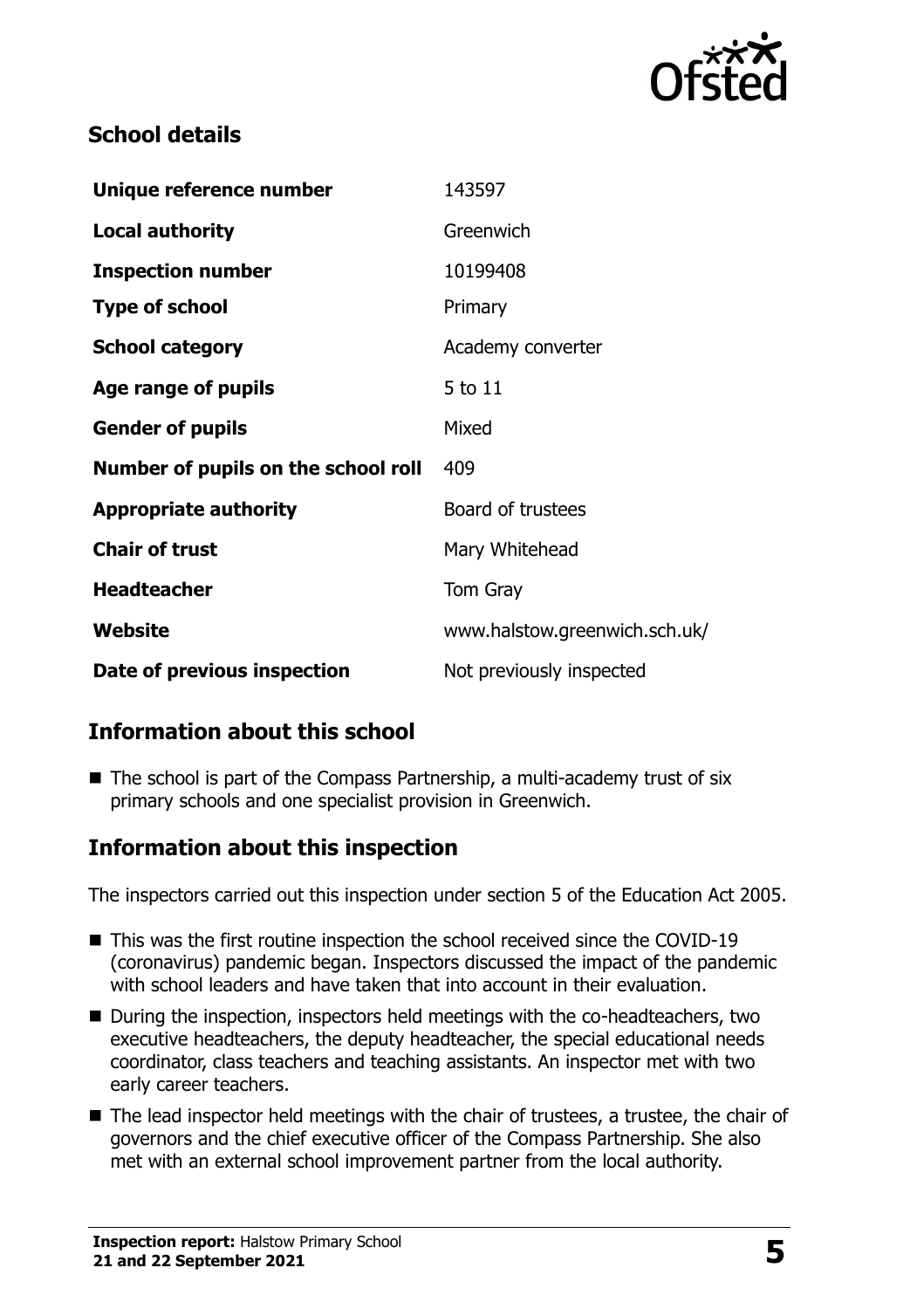## School details

| Unique reference number | 143597 |
| --- | --- |
| **Local authority** | Greenwich |
| **Inspection number** | 10199408 |
| **Type of school** | Primary |
| **School category** | Academy converter |
| **Age range of pupils** | 5 to 11 |
| **Gender of pupils** | Mixed |
| **Number of pupils on the school roll** | 409 |
| **Appropriate authority** | Board of trustees |
| **Chair of trust** | Mary Whitehead |
| **Headteacher** | Tom Gray |
| **Website** | www.halstow.greenwich.sch.uk/ |
| **Date of previous inspection** | Not previously inspected |

## Information about this school

- The school is part of the Compass Partnership, a multi-academy trust of six primary schools and one specialist provision in Greenwich.

## Information about this inspection

The inspectors carried out this inspection under section 5 of the Education Act 2005.

- This was the first routine inspection the school received since the COVID-19 (coronavirus) pandemic began. Inspectors discussed the impact of the pandemic with school leaders and have taken that into account in their evaluation.
- During the inspection, inspectors held meetings with the co-headteachers, two executive headteachers, the deputy headteacher, the special educational needs coordinator, class teachers and teaching assistants. An inspector met with two early career teachers.
- The lead inspector held meetings with the chair of trustees, a trustee, the chair of governors and the chief executive officer of the Compass Partnership. She also met with an external school improvement partner from the local authority.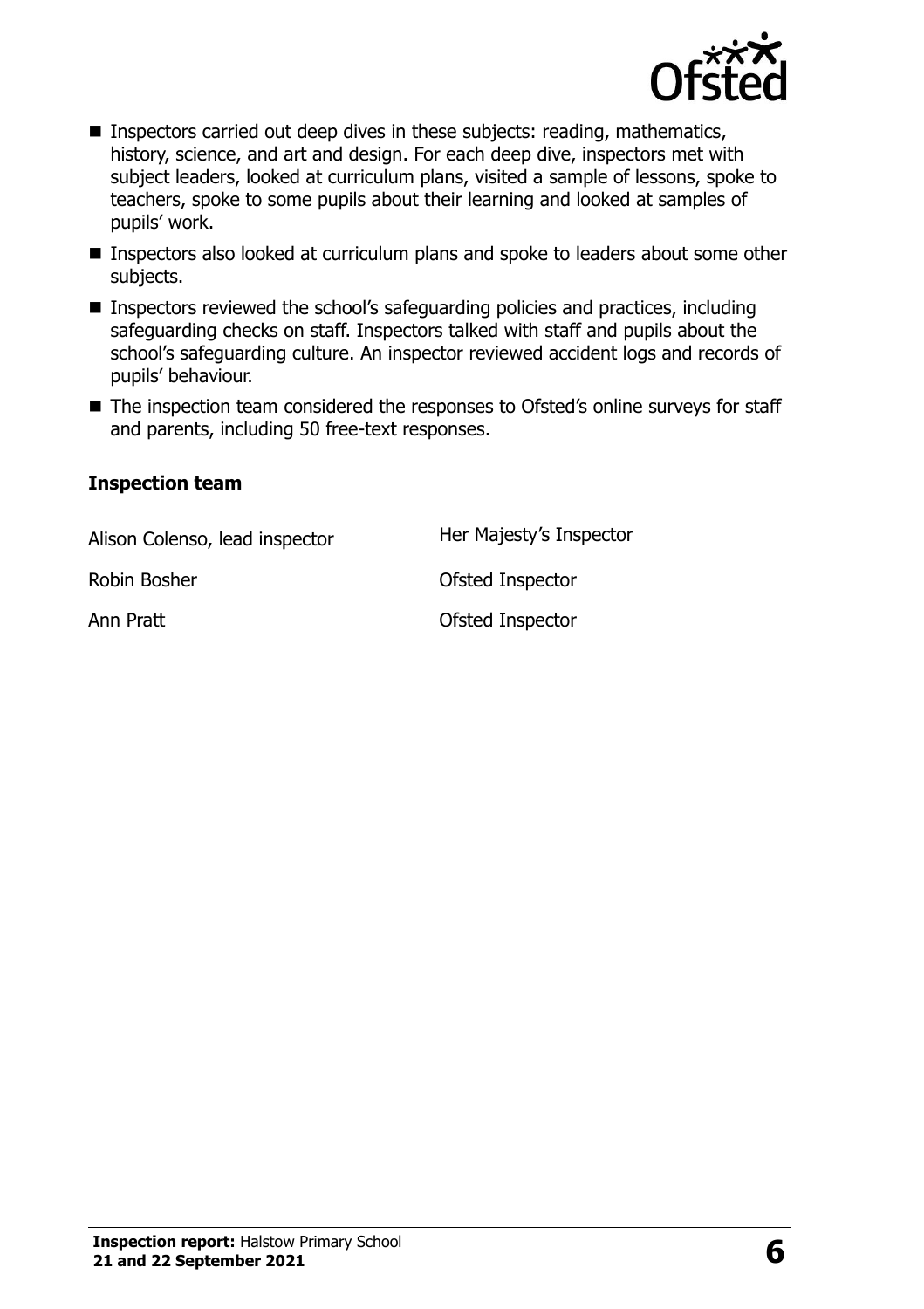- Inspectors carried out deep dives in these subjects: reading, mathematics, history, science, and art and design. For each deep dive, inspectors met with subject leaders, looked at curriculum plans, visited a sample of lessons, spoke to teachers, spoke to some pupils about their learning and looked at samples of pupils' work.
- Inspectors also looked at curriculum plans and spoke to leaders about some other subjects.
- Inspectors reviewed the school's safeguarding policies and practices, including safeguarding checks on staff. Inspectors talked with staff and pupils about the school's safeguarding culture. An inspector reviewed accident logs and records of pupils' behaviour.
- The inspection team considered the responses to Ofsted's online surveys for staff and parents, including 50 free-text responses.

### Inspection team

| | |
|---|---|
| Alison Colenso, lead inspector | Her Majesty's Inspector |
| Robin Bosher | Ofsted Inspector |
| Ann Pratt | Ofsted Inspector |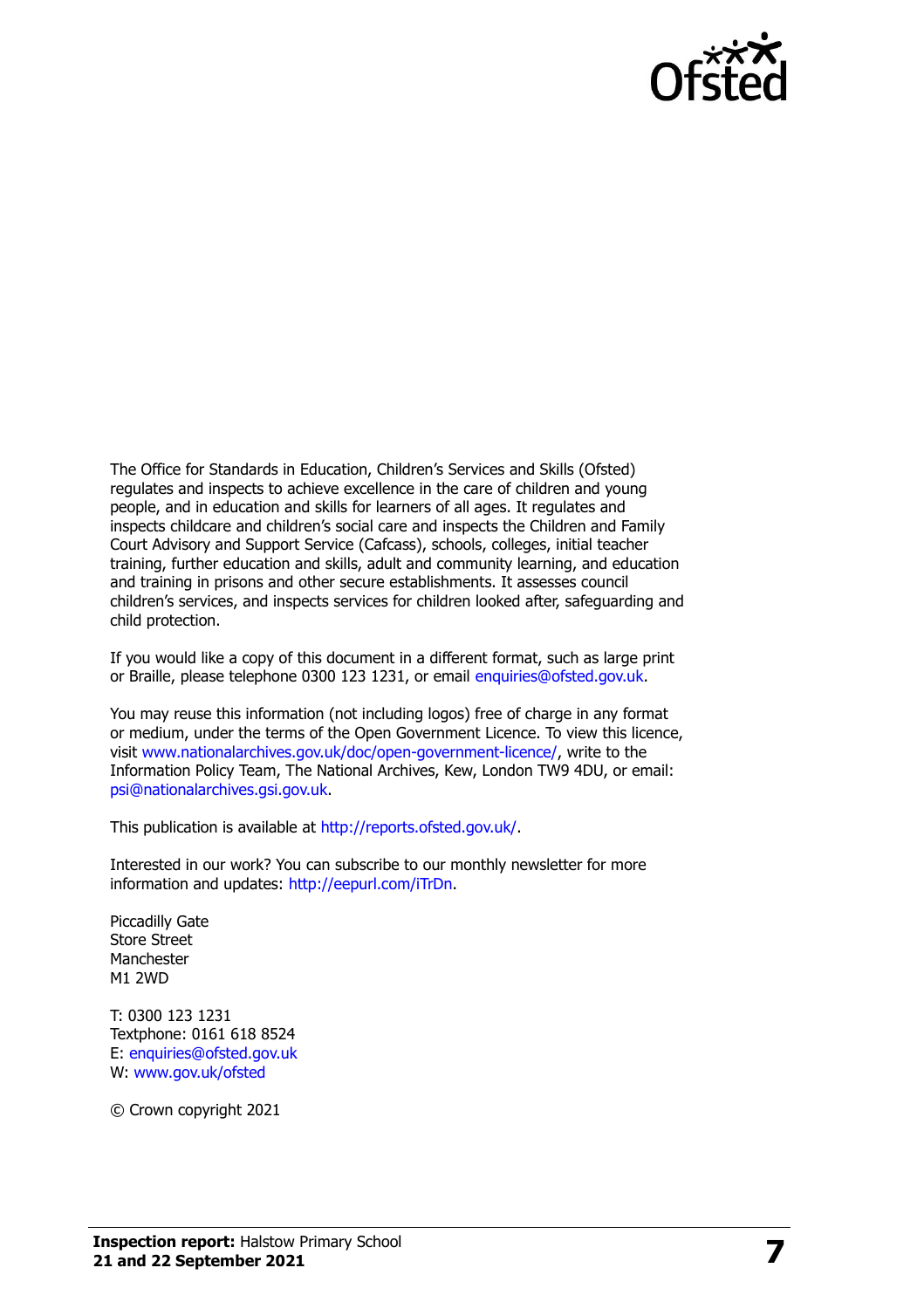The Office for Standards in Education, Children's Services and Skills (Ofsted) regulates and inspects to achieve excellence in the care of children and young people, and in education and skills for learners of all ages. It regulates and inspects childcare and children's social care and inspects the Children and Family Court Advisory and Support Service (Cafcass), schools, colleges, initial teacher training, further education and skills, adult and community learning, and education and training in prisons and other secure establishments. It assesses council children's services, and inspects services for children looked after, safeguarding and child protection.

If you would like a copy of this document in a different format, such as large print or Braille, please telephone 0300 123 1231, or email enquiries@ofsted.gov.uk.

You may reuse this information (not including logos) free of charge in any format or medium, under the terms of the Open Government Licence. To view this licence, visit www.nationalarchives.gov.uk/doc/open-government-licence/, write to the Information Policy Team, The National Archives, Kew, London TW9 4DU, or email: psi@nationalarchives.gsi.gov.uk.

This publication is available at http://reports.ofsted.gov.uk/.

Interested in our work? You can subscribe to our monthly newsletter for more information and updates: http://eepurl.com/iTrDn.

Piccadilly Gate
Store Street
Manchester
M1 2WD

T: 0300 123 1231
Textphone: 0161 618 8524
E: enquiries@ofsted.gov.uk
W: www.gov.uk/ofsted

© Crown copyright 2021